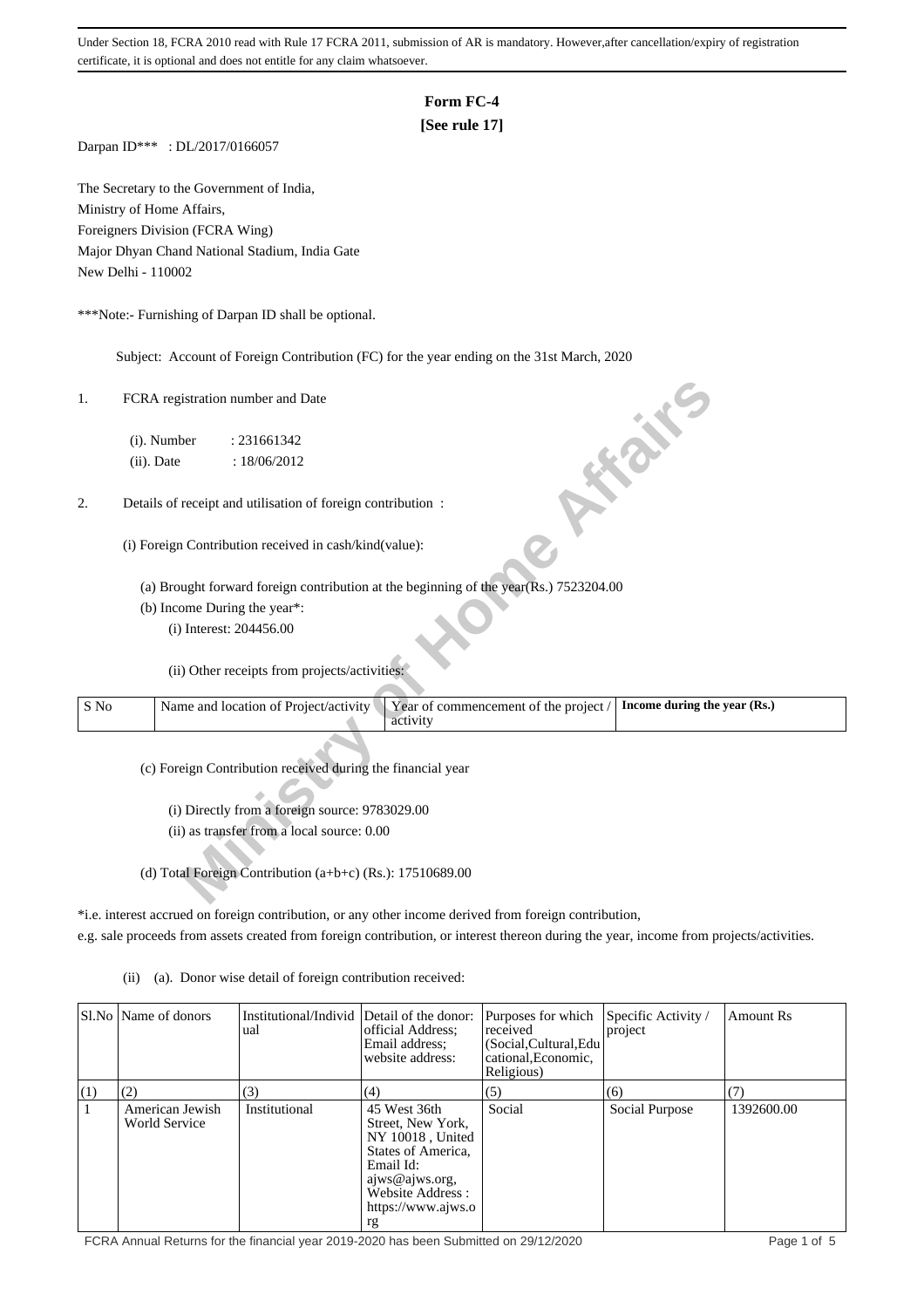Under Section 18, FCRA 2010 read with Rule 17 FCRA 2011, submission of AR is mandatory. However,after cancellation/expiry of registration certificate, it is optional and does not entitle for any claim whatsoever.

# Form FC-4

**[See rule 17]**

Darpan ID*** : DL/2017/0166057

The Secretary to the Government of India,
Ministry of Home Affairs,
Foreigners Division (FCRA Wing)
Major Dhyan Chand National Stadium, India Gate
New Delhi - 110002

***Note:- Furnishing of Darpan ID shall be optional.

Subject: Account of Foreign Contribution (FC) for the year ending on the 31st March, 2020

1. FCRA registration number and Date

   (i). Number : 231661342

   (ii). Date : 18/06/2012

2. Details of receipt and utilisation of foreign contribution :

   (i) Foreign Contribution received in cash/kind(value):

   (a) Brought forward foreign contribution at the beginning of the year(Rs.) 7523204.00

   (b) Income During the year*:

   (i) Interest: 204456.00

   (ii) Other receipts from projects/activities:

| S No | Name and location of Project/activity | Year of commencement of the project / activity | **Income during the year (Rs.)** |
|---|---|---|---|

   (c) Foreign Contribution received during the financial year

   (i) Directly from a foreign source: 9783029.00

   (ii) as transfer from a local source: 0.00

   (d) Total Foreign Contribution (a+b+c) (Rs.): 17510689.00

*i.e. interest accrued on foreign contribution, or any other income derived from foreign contribution, e.g. sale proceeds from assets created from foreign contribution, or interest thereon during the year, income from projects/activities.

(ii) (a). Donor wise detail of foreign contribution received:

| Sl.No | Name of donors | Institutional/Individual | Detail of the donor: official Address; Email address; website address: | Purposes for which received (Social,Cultural,Educational,Economic, Religious) | Specific Activity / project | Amount Rs |
|---|---|---|---|---|---|---|
| (1) | (2) | (3) | (4) | (5) | (6) | (7) |
| 1 | American Jewish World Service | Institutional | 45 West 36th Street, New York, NY 10018 , United States of America, Email Id: ajws@ajws.org, Website Address : https://www.ajws.org | Social | Social Purpose | 1392600.00 |

FCRA Annual Returns for the financial year 2019-2020 has been Submitted on 29/12/2020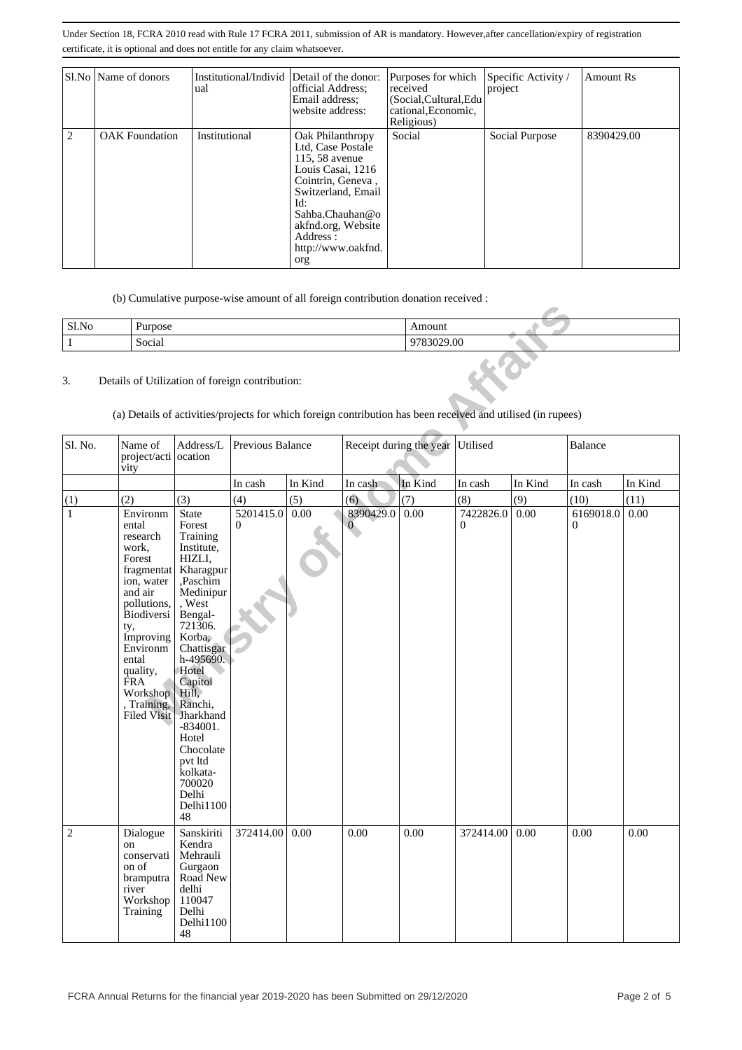Under Section 18, FCRA 2010 read with Rule 17 FCRA 2011, submission of AR is mandatory. However,after cancellation/expiry of registration certificate, it is optional and does not entitle for any claim whatsoever.

| Sl.No | Name of donors | Institutional/Individual | Detail of the donor: official Address; Email address; website address: | Purposes for which received (Social,Cultural,Educational,Economic, Religious) | Specific Activity / project | Amount Rs |
|---|---|---|---|---|---|---|
| 2 | OAK Foundation | Institutional | Oak Philanthropy Ltd, Case Postale 115, 58 avenue Louis Casai, 1216 Cointrin, Geneva , Switzerland, Email Id: Sahba.Chauhan@oakfnd.org, Website Address : http://www.oakfnd.org | Social | Social Purpose | 8390429.00 |

(b) Cumulative purpose-wise amount of all foreign contribution donation received :

| Sl.No | Purpose | Amount |
|---|---|---|
| 1 | Social | 9783029.00 |

3. Details of Utilization of foreign contribution:

(a) Details of activities/projects for which foreign contribution has been received and utilised (in rupees)

| Sl. No. | Name of project/activity | Address/Location | Previous Balance | | Receipt during the year | | Utilised | | Balance | |
|---|---|---|---|---|---|---|---|---|---|---|
| | | | In cash | In Kind | In cash | In Kind | In cash | In Kind | In cash | In Kind |
| (1) | (2) | (3) | (4) | (5) | (6) | (7) | (8) | (9) | (10) | (11) |
| 1 | Environmental research work, Forest fragmentation, water and air pollutions, Biodiversity, Improving Environmental quality, FRA Workshop , Training, Filed Visit | State Forest Training Institute, HIZLI, Kharagpur ,Paschim Medinipur , West Bengal- 721306. Korba, Chattisgarh-495690. Hotel Capitol Hill, Ranchi, Jharkhand -834001. Hotel Chocolate pvt ltd kolkata-700020 Delhi Delhi110048 | 5201415.00 | 0.00 | 8390429.00 | 0.00 | 7422826.00 | 0.00 | 6169018.00 | 0.00 |
| 2 | Dialogue on conservation of bramputra river Workshop Training | Sanskiriti Kendra Mehrauli Gurgaon Road New delhi 110047 Delhi Delhi110048 | 372414.00 | 0.00 | 0.00 | 0.00 | 372414.00 | 0.00 | 0.00 | 0.00 |

FCRA Annual Returns for the financial year 2019-2020 has been Submitted on 29/12/2020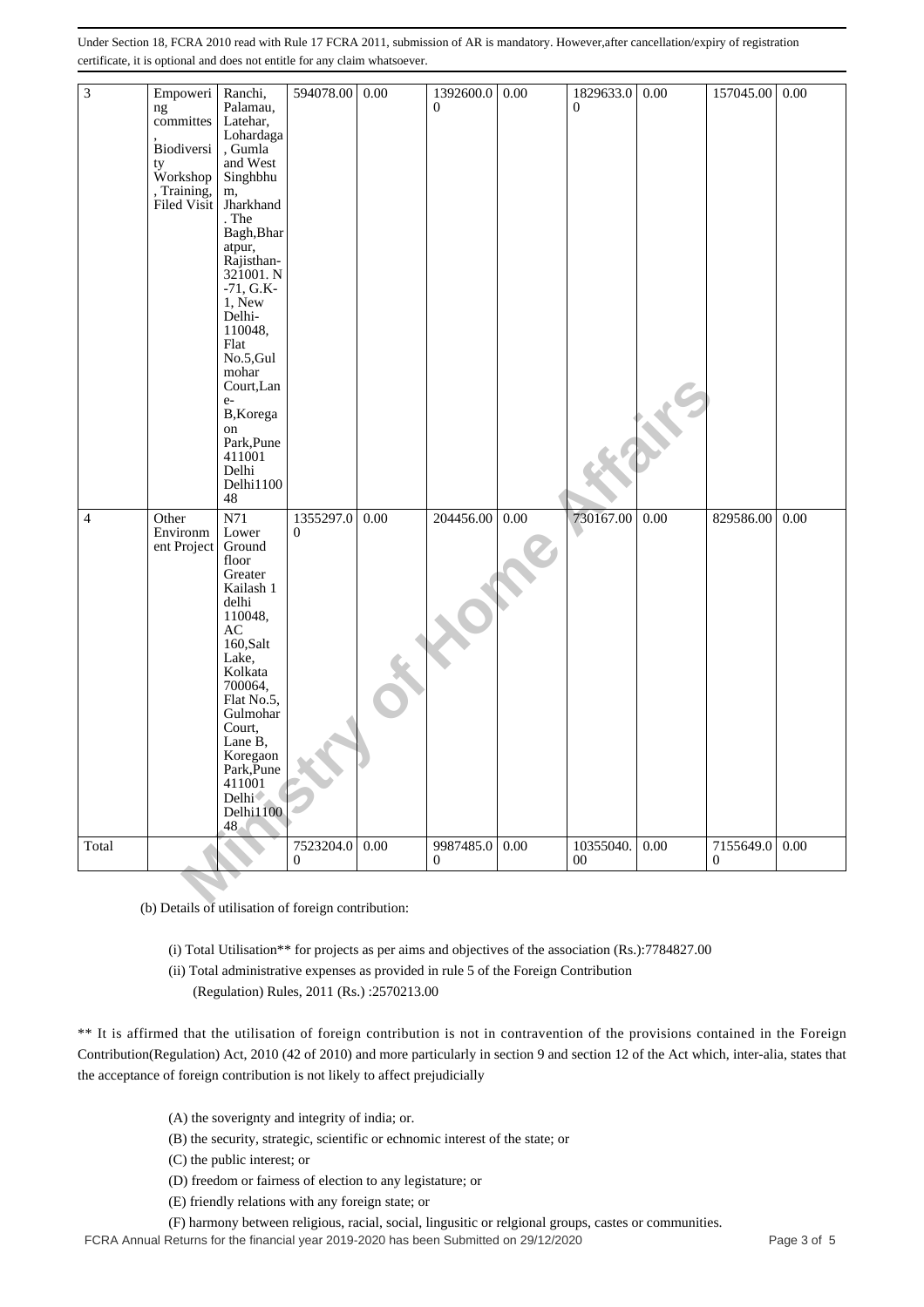Under Section 18, FCRA 2010 read with Rule 17 FCRA 2011, submission of AR is mandatory. However,after cancellation/expiry of registration certificate, it is optional and does not entitle for any claim whatsoever.

| 3 | Empowering committes, Biodiversity Workshop, Training, Filed Visit | Ranchi, Palamau, Latehar, Lohardaga, Gumla and West Singhbhum, Jharkhand. The Bagh,Bharatpur, Rajisthan-321001. N-71, G.K-1, New Delhi-110048, Flat No.5,Gulmohar Court,Lane-B,Koregaon Park,Pune 411001 Delhi Delhi110048 | 594078.00 | 0.00 | 1392600.00 | 0.00 | 1829633.00 | 0.00 | 157045.00 | 0.00 |
|---|---|---|---|---|---|---|---|---|---|---|
| 4 | Other Environment Project | N71 Lower Ground floor Greater Kailash 1 delhi 110048, AC 160,Salt Lake, Kolkata 700064, Flat No.5, Gulmohar Court, Lane B, Koregaon Park,Pune 411001 Delhi Delhi110048 | 1355297.00 | 0.00 | 204456.00 | 0.00 | 730167.00 | 0.00 | 829586.00 | 0.00 |
| Total | | | 7523204.00 | 0.00 | 9987485.00 | 0.00 | 10355040.00 | 0.00 | 7155649.00 | 0.00 |

(b) Details of utilisation of foreign contribution:

(i) Total Utilisation** for projects as per aims and objectives of the association (Rs.):7784827.00

(ii) Total administrative expenses as provided in rule 5 of the Foreign Contribution (Regulation) Rules, 2011 (Rs.) :2570213.00

** It is affirmed that the utilisation of foreign contribution is not in contravention of the provisions contained in the Foreign Contribution(Regulation) Act, 2010 (42 of 2010) and more particularly in section 9 and section 12 of the Act which, inter-alia, states that the acceptance of foreign contribution is not likely to affect prejudicially

(A) the soverignty and integrity of india; or.

(B) the security, strategic, scientific or echnomic interest of the state; or

(C) the public interest; or

(D) freedom or fairness of election to any legistature; or

(E) friendly relations with any foreign state; or

(F) harmony between religious, racial, social, lingusitic or relgional groups, castes or communities.

FCRA Annual Returns for the financial year 2019-2020 has been Submitted on 29/12/2020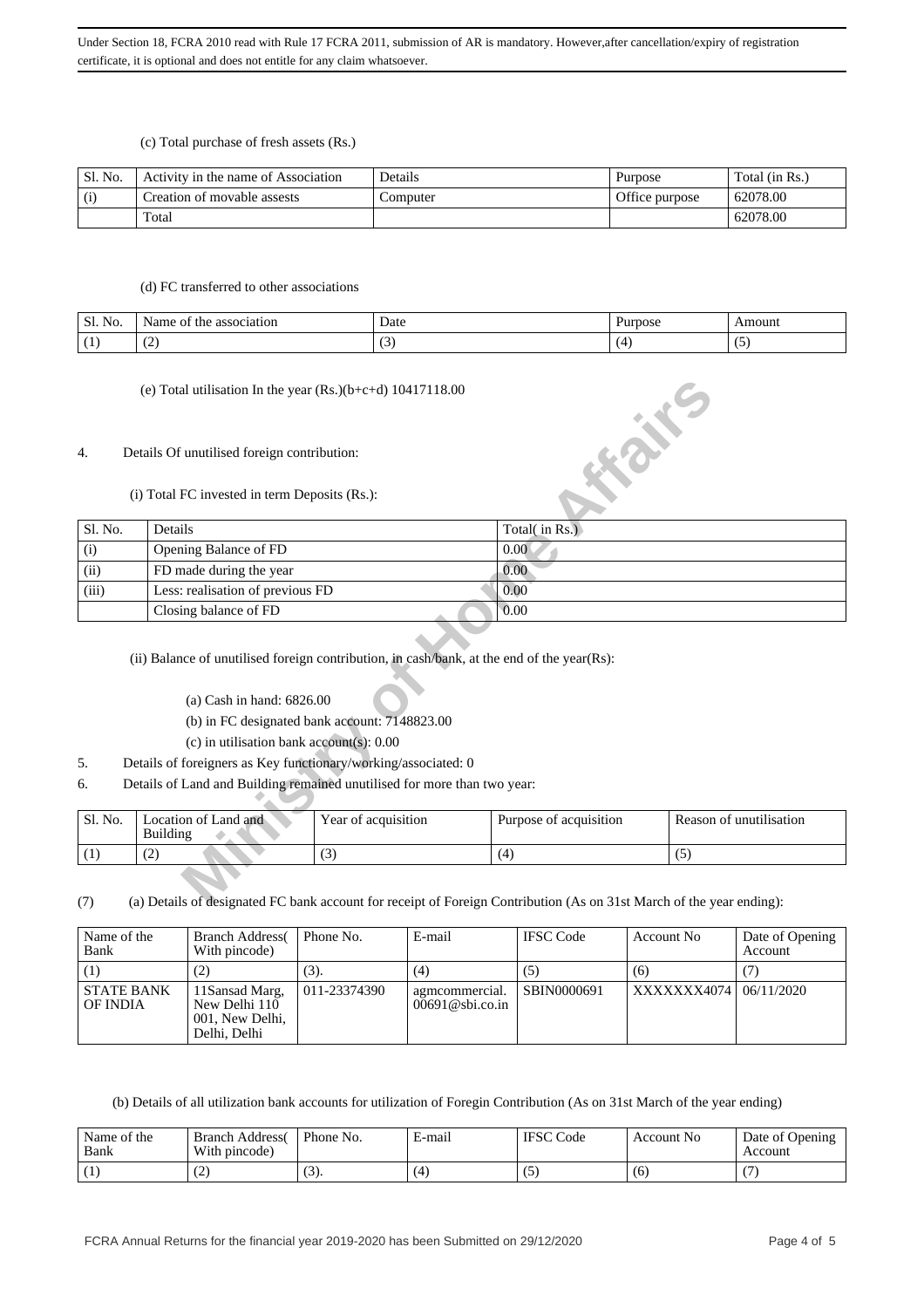Under Section 18, FCRA 2010 read with Rule 17 FCRA 2011, submission of AR is mandatory. However,after cancellation/expiry of registration certificate, it is optional and does not entitle for any claim whatsoever.

(c) Total purchase of fresh assets (Rs.)

| Sl. No. | Activity in the name of Association | Details | Purpose | Total (in Rs.) |
|---|---|---|---|---|
| (i) | Creation of movable assests | Computer | Office purpose | 62078.00 |
| | Total | | | 62078.00 |

(d) FC transferred to other associations

| Sl. No. | Name of the association | Date | Purpose | Amount |
|---|---|---|---|---|
| (1) | (2) | (3) | (4) | (5) |

(e) Total utilisation In the year (Rs.)(b+c+d) 10417118.00

4. Details Of unutilised foreign contribution:

(i) Total FC invested in term Deposits (Rs.):

| Sl. No. | Details | Total( in Rs.) |
|---|---|---|
| (i) | Opening Balance of FD | 0.00 |
| (ii) | FD made during the year | 0.00 |
| (iii) | Less: realisation of previous FD | 0.00 |
| | Closing balance of FD | 0.00 |

(ii) Balance of unutilised foreign contribution, in cash/bank, at the end of the year(Rs):

(a) Cash in hand: 6826.00

(b) in FC designated bank account: 7148823.00

(c) in utilisation bank account(s): 0.00

5. Details of foreigners as Key functionary/working/associated: 0

6. Details of Land and Building remained unutilised for more than two year:

| Sl. No. | Location of Land and Building | Year of acquisition | Purpose of acquisition | Reason of unutilisation |
|---|---|---|---|---|
| (1) | (2) | (3) | (4) | (5) |

(7) (a) Details of designated FC bank account for receipt of Foreign Contribution (As on 31st March of the year ending):

| Name of the Bank | Branch Address( With pincode) | Phone No. | E-mail | IFSC Code | Account No | Date of Opening Account |
|---|---|---|---|---|---|---|
| (1) | (2) | (3). | (4) | (5) | (6) | (7) |
| STATE BANK OF INDIA | 11Sansad Marg, New Delhi 110 001, New Delhi, Delhi, Delhi | 011-23374390 | agmcommercial.00691@sbi.co.in | SBIN0000691 | XXXXXXX4074 | 06/11/2020 |

(b) Details of all utilization bank accounts for utilization of Foregin Contribution (As on 31st March of the year ending)

| Name of the Bank | Branch Address( With pincode) | Phone No. | E-mail | IFSC Code | Account No | Date of Opening Account |
|---|---|---|---|---|---|---|
| (1) | (2) | (3). | (4) | (5) | (6) | (7) |

FCRA Annual Returns for the financial year 2019-2020 has been Submitted on 29/12/2020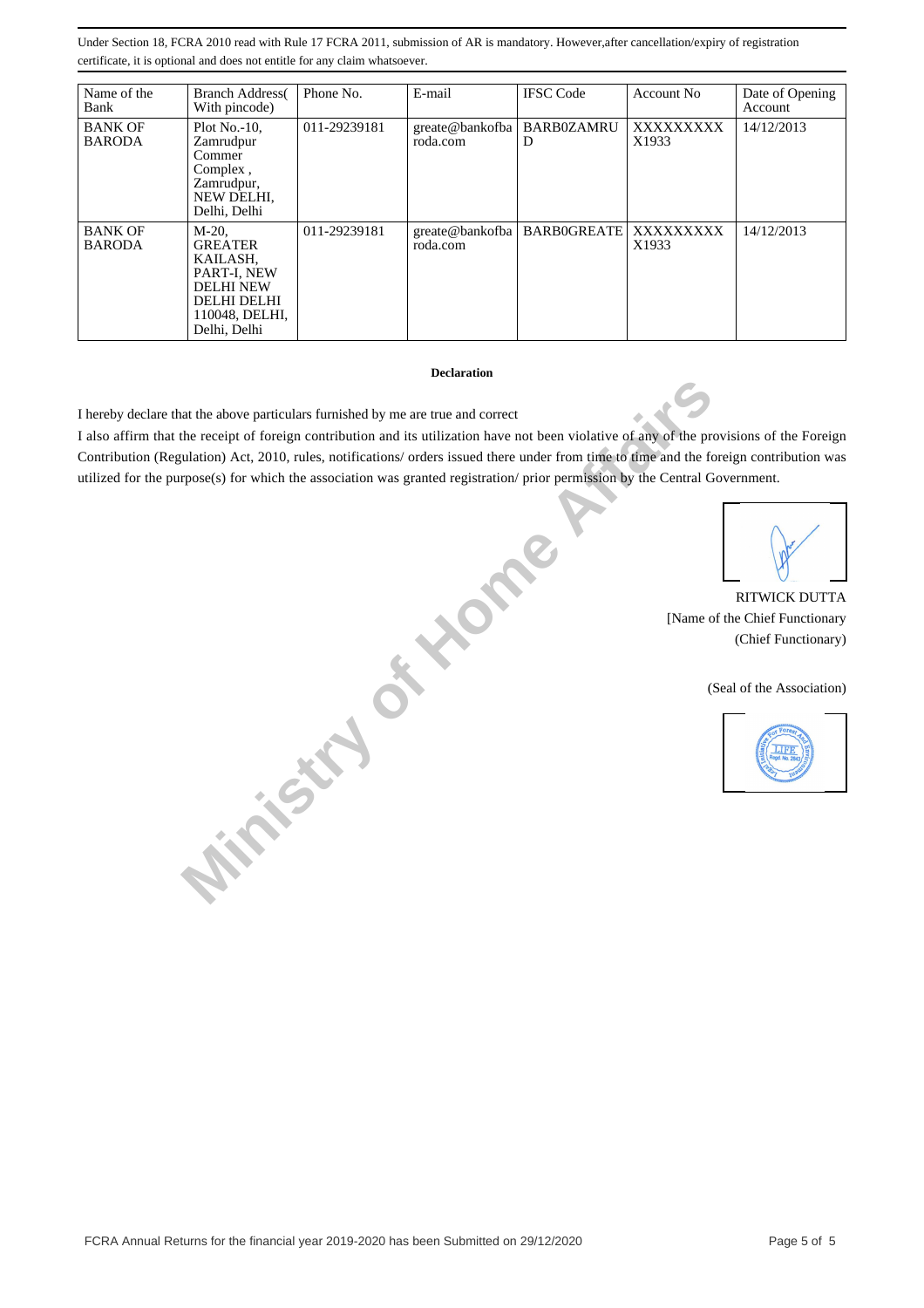Under Section 18, FCRA 2010 read with Rule 17 FCRA 2011, submission of AR is mandatory. However,after cancellation/expiry of registration certificate, it is optional and does not entitle for any claim whatsoever.

| Name of the Bank | Branch Address( With pincode) | Phone No. | E-mail | IFSC Code | Account No | Date of Opening Account |
|---|---|---|---|---|---|---|
| BANK OF BARODA | Plot No.-10, Zamrudpur Commer Complex , Zamrudpur, NEW DELHI, Delhi, Delhi | 011-29239181 | greate@bankofbaroda.com | BARB0ZAMRUD | XXXXXXXXX1933 | 14/12/2013 |
| BANK OF BARODA | M-20, GREATER KAILASH, PART-I, NEW DELHI NEW DELHI DELHI 110048, DELHI, Delhi, Delhi | 011-29239181 | greate@bankofbaroda.com | BARB0GREATE | XXXXXXXXX1933 | 14/12/2013 |

**Declaration**

I hereby declare that the above particulars furnished by me are true and correct

I also affirm that the receipt of foreign contribution and its utilization have not been violative of any of the provisions of the Foreign Contribution (Regulation) Act, 2010, rules, notifications/ orders issued there under from time to time and the foreign contribution was utilized for the purpose(s) for which the association was granted registration/ prior permission by the Central Government.

RITWICK DUTTA
[Name of the Chief Functionary
(Chief Functionary)

(Seal of the Association)

FCRA Annual Returns for the financial year 2019-2020 has been Submitted on 29/12/2020